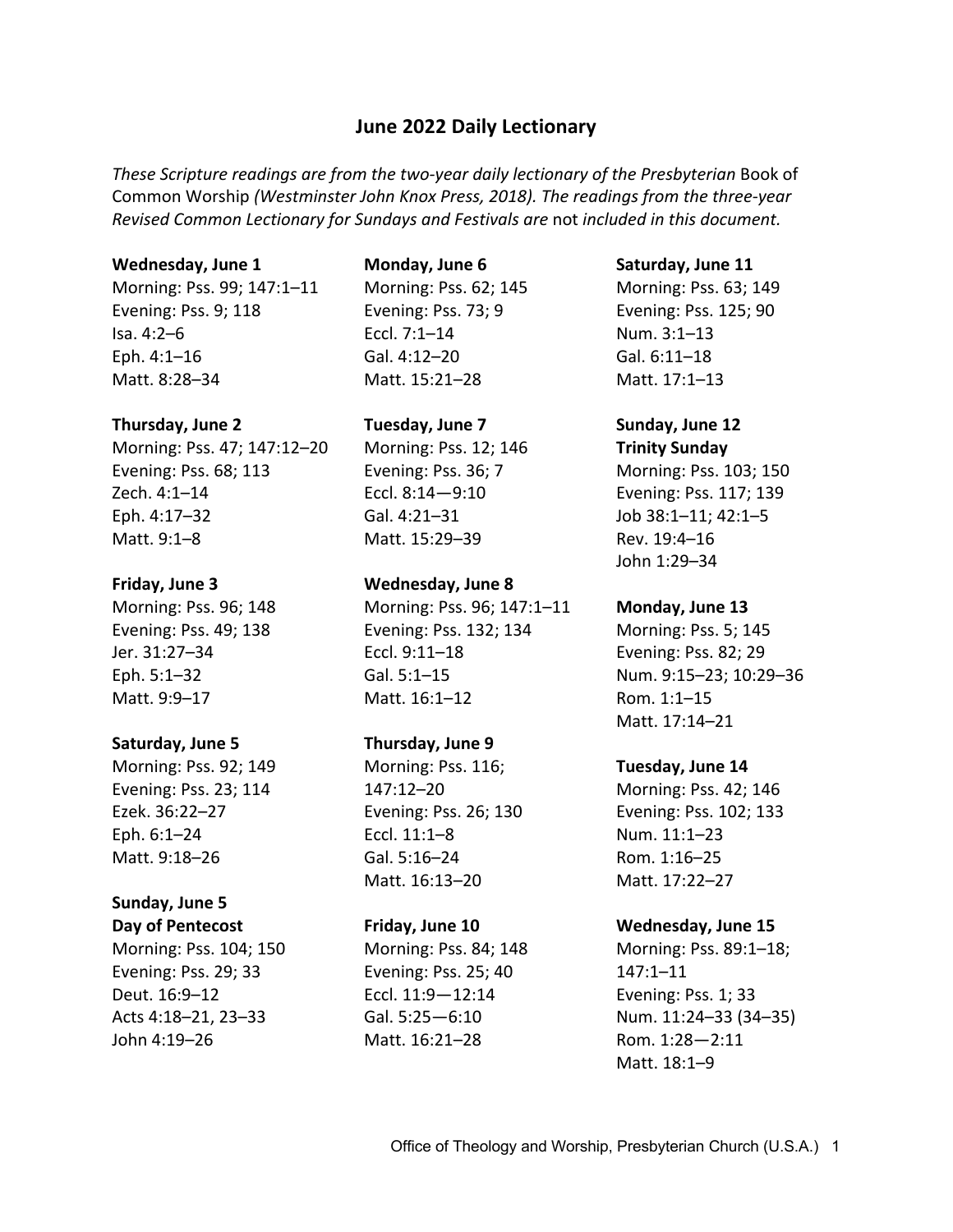# June 2022 Daily Lectionary

*These Scripture readings are from the two-year daily lectionary of the Presbyterian* Book of Common Worship *(Westminster John Knox Press, 2018). The readings from the three-year Revised Common Lectionary for Sundays and Festivals are* not *included in this document.*

**Wednesday, June 1**
Morning: Pss. 99; 147:1–11
Evening: Pss. 9; 118
Isa. 4:2–6
Eph. 4:1–16
Matt. 8:28–34

**Thursday, June 2**
Morning: Pss. 47; 147:12–20
Evening: Pss. 68; 113
Zech. 4:1–14
Eph. 4:17–32
Matt. 9:1–8

**Friday, June 3**
Morning: Pss. 96; 148
Evening: Pss. 49; 138
Jer. 31:27–34
Eph. 5:1–32
Matt. 9:9–17

**Saturday, June 5**
Morning: Pss. 92; 149
Evening: Pss. 23; 114
Ezek. 36:22–27
Eph. 6:1–24
Matt. 9:18–26

**Sunday, June 5**
**Day of Pentecost**
Morning: Pss. 104; 150
Evening: Pss. 29; 33
Deut. 16:9–12
Acts 4:18–21, 23–33
John 4:19–26

**Monday, June 6**
Morning: Pss. 62; 145
Evening: Pss. 73; 9
Eccl. 7:1–14
Gal. 4:12–20
Matt. 15:21–28

**Tuesday, June 7**
Morning: Pss. 12; 146
Evening: Pss. 36; 7
Eccl. 8:14—9:10
Gal. 4:21–31
Matt. 15:29–39

**Wednesday, June 8**
Morning: Pss. 96; 147:1–11
Evening: Pss. 132; 134
Eccl. 9:11–18
Gal. 5:1–15
Matt. 16:1–12

**Thursday, June 9**
Morning: Pss. 116; 147:12–20
Evening: Pss. 26; 130
Eccl. 11:1–8
Gal. 5:16–24
Matt. 16:13–20

**Friday, June 10**
Morning: Pss. 84; 148
Evening: Pss. 25; 40
Eccl. 11:9—12:14
Gal. 5:25—6:10
Matt. 16:21–28

**Saturday, June 11**
Morning: Pss. 63; 149
Evening: Pss. 125; 90
Num. 3:1–13
Gal. 6:11–18
Matt. 17:1–13

**Sunday, June 12**
**Trinity Sunday**
Morning: Pss. 103; 150
Evening: Pss. 117; 139
Job 38:1–11; 42:1–5
Rev. 19:4–16
John 1:29–34

**Monday, June 13**
Morning: Pss. 5; 145
Evening: Pss. 82; 29
Num. 9:15–23; 10:29–36
Rom. 1:1–15
Matt. 17:14–21

**Tuesday, June 14**
Morning: Pss. 42; 146
Evening: Pss. 102; 133
Num. 11:1–23
Rom. 1:16–25
Matt. 17:22–27

**Wednesday, June 15**
Morning: Pss. 89:1–18; 147:1–11
Evening: Pss. 1; 33
Num. 11:24–33 (34–35)
Rom. 1:28—2:11
Matt. 18:1–9

Office of Theology and Worship, Presbyterian Church (U.S.A.)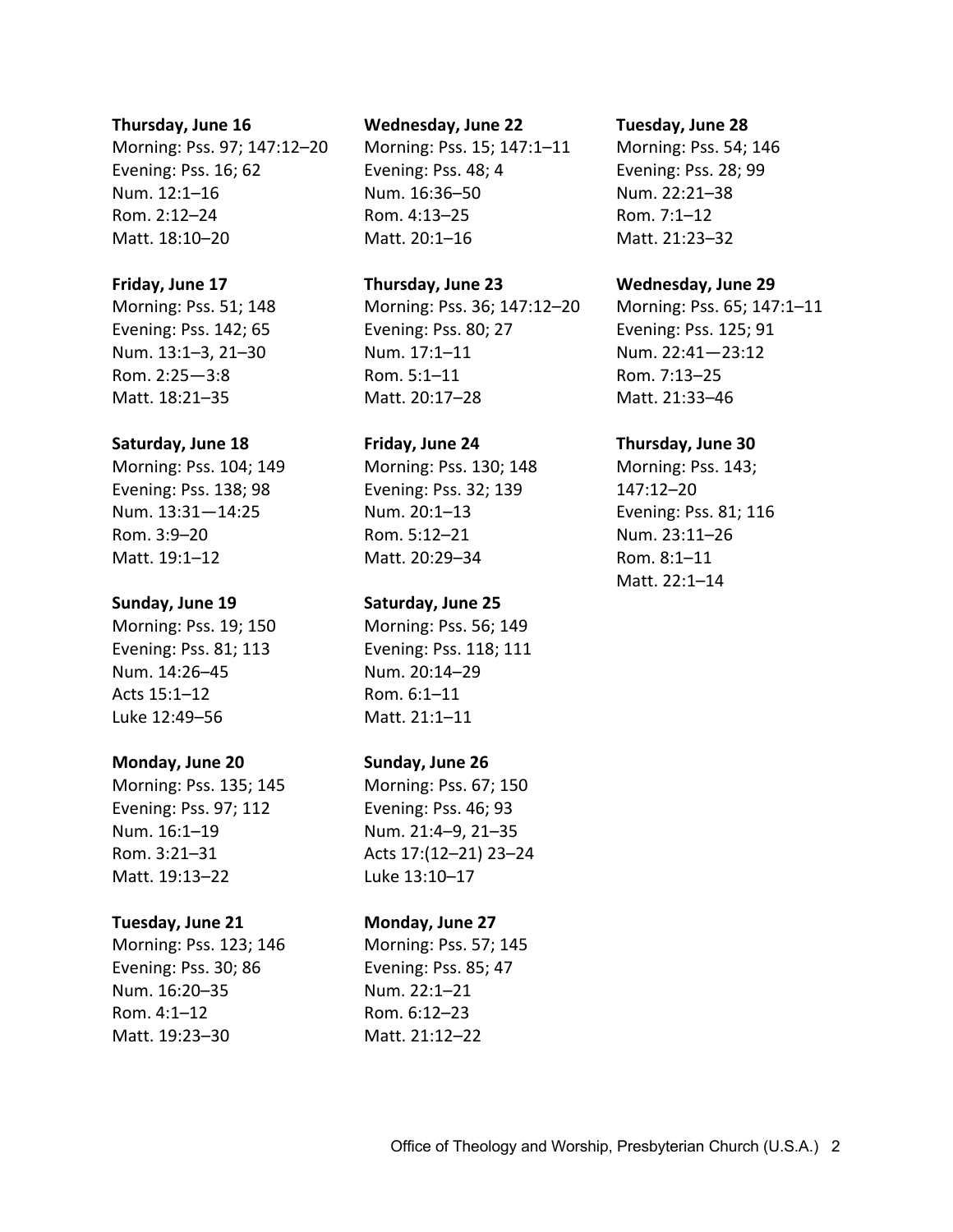**Thursday, June 16**
Morning: Pss. 97; 147:12–20
Evening: Pss. 16; 62
Num. 12:1–16
Rom. 2:12–24
Matt. 18:10–20

**Friday, June 17**
Morning: Pss. 51; 148
Evening: Pss. 142; 65
Num. 13:1–3, 21–30
Rom. 2:25—3:8
Matt. 18:21–35

**Saturday, June 18**
Morning: Pss. 104; 149
Evening: Pss. 138; 98
Num. 13:31—14:25
Rom. 3:9–20
Matt. 19:1–12

**Sunday, June 19**
Morning: Pss. 19; 150
Evening: Pss. 81; 113
Num. 14:26–45
Acts 15:1–12
Luke 12:49–56

**Monday, June 20**
Morning: Pss. 135; 145
Evening: Pss. 97; 112
Num. 16:1–19
Rom. 3:21–31
Matt. 19:13–22

**Tuesday, June 21**
Morning: Pss. 123; 146
Evening: Pss. 30; 86
Num. 16:20–35
Rom. 4:1–12
Matt. 19:23–30

**Wednesday, June 22**
Morning: Pss. 15; 147:1–11
Evening: Pss. 48; 4
Num. 16:36–50
Rom. 4:13–25
Matt. 20:1–16

**Thursday, June 23**
Morning: Pss. 36; 147:12–20
Evening: Pss. 80; 27
Num. 17:1–11
Rom. 5:1–11
Matt. 20:17–28

**Friday, June 24**
Morning: Pss. 130; 148
Evening: Pss. 32; 139
Num. 20:1–13
Rom. 5:12–21
Matt. 20:29–34

**Saturday, June 25**
Morning: Pss. 56; 149
Evening: Pss. 118; 111
Num. 20:14–29
Rom. 6:1–11
Matt. 21:1–11

**Sunday, June 26**
Morning: Pss. 67; 150
Evening: Pss. 46; 93
Num. 21:4–9, 21–35
Acts 17:(12–21) 23–24
Luke 13:10–17

**Monday, June 27**
Morning: Pss. 57; 145
Evening: Pss. 85; 47
Num. 22:1–21
Rom. 6:12–23
Matt. 21:12–22

**Tuesday, June 28**
Morning: Pss. 54; 146
Evening: Pss. 28; 99
Num. 22:21–38
Rom. 7:1–12
Matt. 21:23–32

**Wednesday, June 29**
Morning: Pss. 65; 147:1–11
Evening: Pss. 125; 91
Num. 22:41—23:12
Rom. 7:13–25
Matt. 21:33–46

**Thursday, June 30**
Morning: Pss. 143; 147:12–20
Evening: Pss. 81; 116
Num. 23:11–26
Rom. 8:1–11
Matt. 22:1–14

Office of Theology and Worship, Presbyterian Church (U.S.A.)